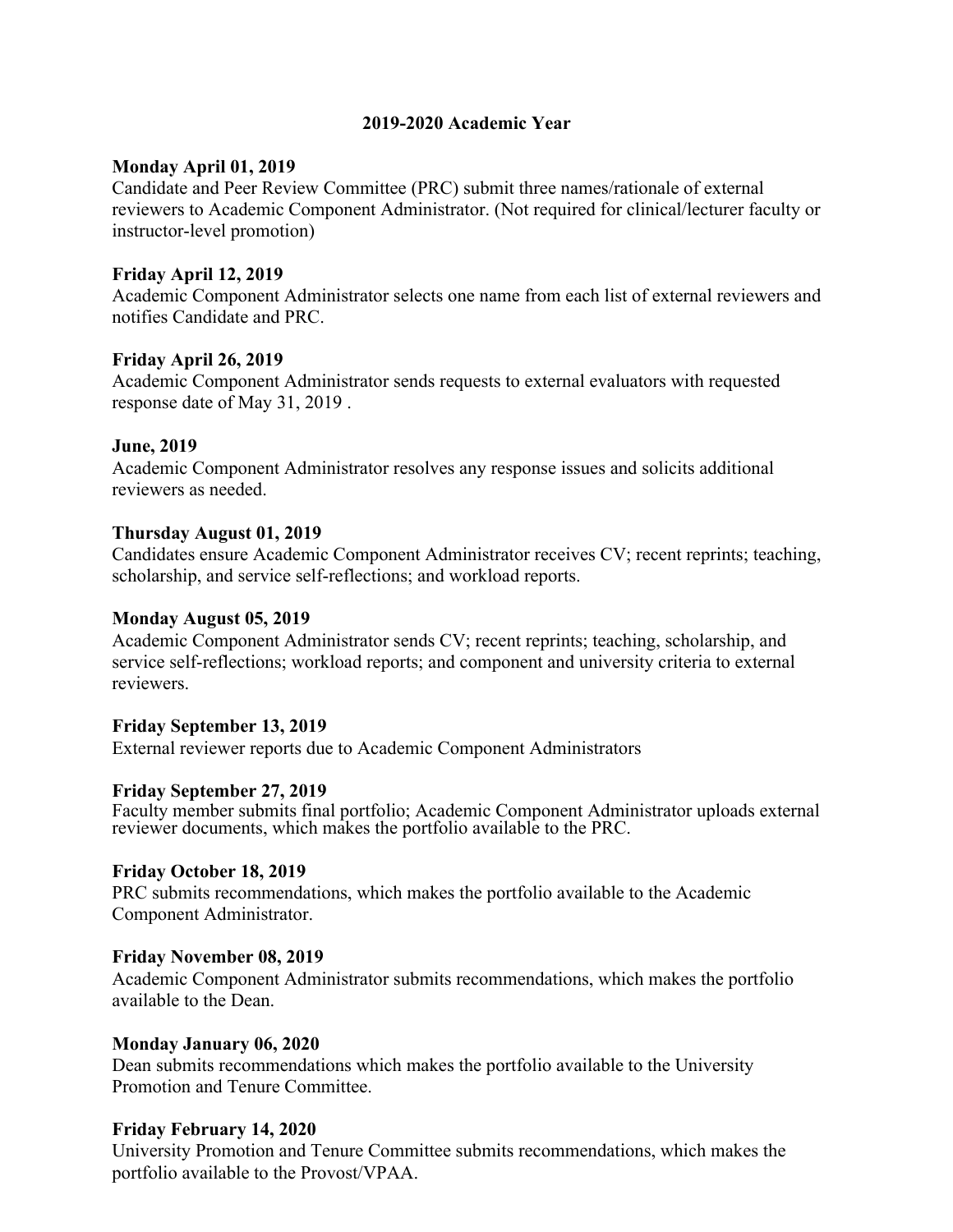## 2019-2020 Academic Year

**Monday April 01, 2019**
Candidate and Peer Review Committee (PRC) submit three names/rationale of external reviewers to Academic Component Administrator. (Not required for clinical/lecturer faculty or instructor-level promotion)

**Friday April 12, 2019**
Academic Component Administrator selects one name from each list of external reviewers and notifies Candidate and PRC.

**Friday April 26, 2019**
Academic Component Administrator sends requests to external evaluators with requested response date of May 31, 2019 .

**June, 2019**
Academic Component Administrator resolves any response issues and solicits additional reviewers as needed.

**Thursday August 01, 2019**
Candidates ensure Academic Component Administrator receives CV; recent reprints; teaching, scholarship, and service self-reflections; and workload reports.

**Monday August 05, 2019**
Academic Component Administrator sends CV; recent reprints; teaching, scholarship, and service self-reflections; workload reports; and component and university criteria to external reviewers.

**Friday September 13, 2019**
External reviewer reports due to Academic Component Administrators

**Friday September 27, 2019**
Faculty member submits final portfolio; Academic Component Administrator uploads external reviewer documents, which makes the portfolio available to the PRC.

**Friday October 18, 2019**
PRC submits recommendations, which makes the portfolio available to the Academic Component Administrator.

**Friday November 08, 2019**
Academic Component Administrator submits recommendations, which makes the portfolio available to the Dean.

**Monday January 06, 2020**
Dean submits recommendations which makes the portfolio available to the University Promotion and Tenure Committee.

**Friday February 14, 2020**
University Promotion and Tenure Committee submits recommendations, which makes the portfolio available to the Provost/VPAA.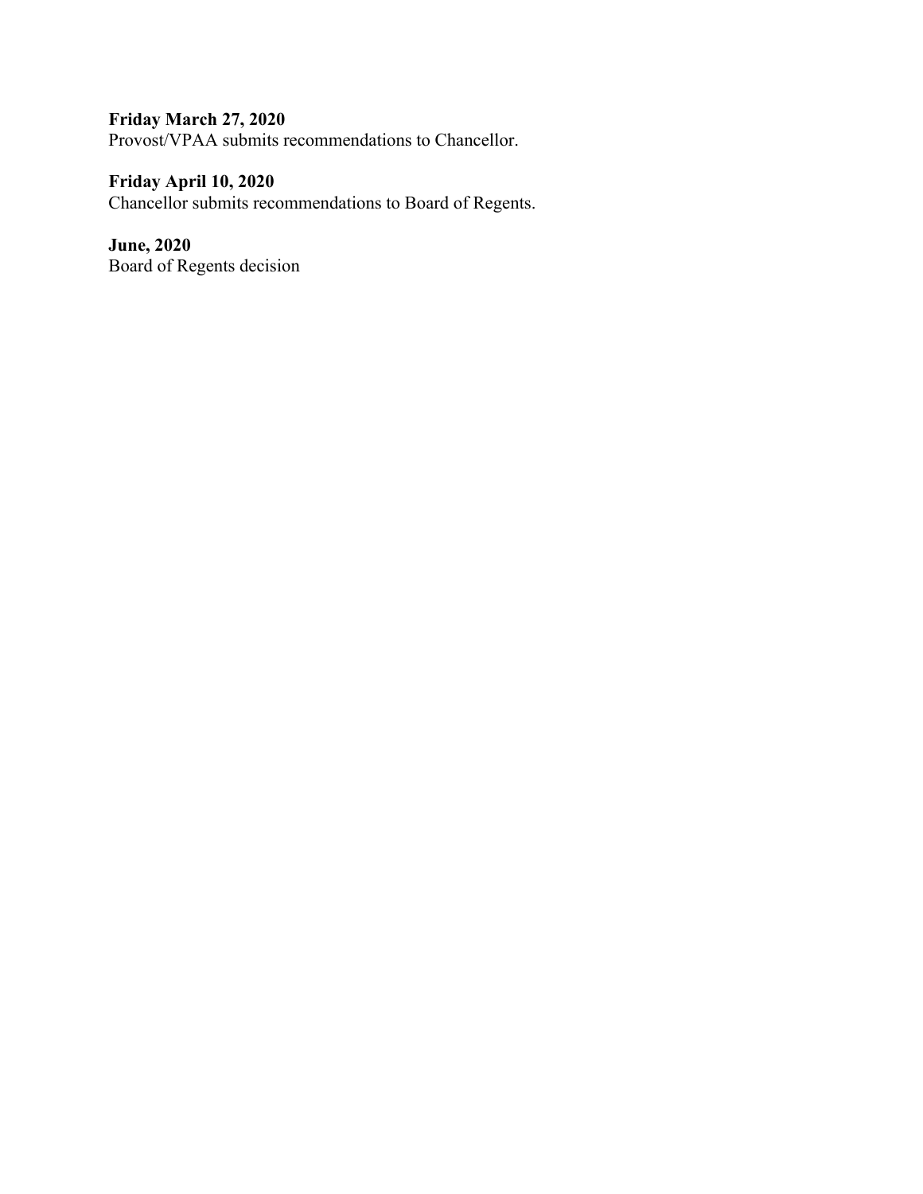**Friday March 27, 2020**
Provost/VPAA submits recommendations to Chancellor.

**Friday April 10, 2020**
Chancellor submits recommendations to Board of Regents.

**June, 2020**
Board of Regents decision